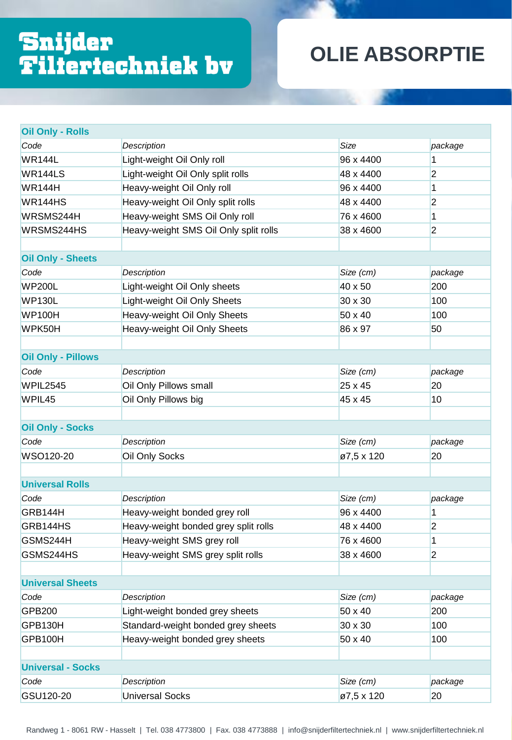# Snijder Filtertechniek bv

# OLIE ABSORPTIE

## Oil Only - Rolls

| *Code* | *Description* | *Size* | *package* |
|---|---|---|---|
| WR144L | Light-weight Oil Only roll | 96 x 4400 | 1 |
| WR144LS | Light-weight Oil Only split rolls | 48 x 4400 | 2 |
| WR144H | Heavy-weight Oil Only roll | 96 x 4400 | 1 |
| WR144HS | Heavy-weight Oil Only split rolls | 48 x 4400 | 2 |
| WRSMS244H | Heavy-weight SMS Oil Only roll | 76 x 4600 | 1 |
| WRSMS244HS | Heavy-weight SMS Oil Only split rolls | 38 x 4600 | 2 |

## Oil Only - Sheets

| *Code* | *Description* | *Size (cm)* | *package* |
|---|---|---|---|
| WP200L | Light-weight Oil Only sheets | 40 x 50 | 200 |
| WP130L | Light-weight Oil Only Sheets | 30 x 30 | 100 |
| WP100H | Heavy-weight Oil Only Sheets | 50 x 40 | 100 |
| WPK50H | Heavy-weight Oil Only Sheets | 86 x 97 | 50 |

## Oil Only - Pillows

| *Code* | *Description* | *Size (cm)* | *package* |
|---|---|---|---|
| WPIL2545 | Oil Only Pillows small | 25 x 45 | 20 |
| WPIL45 | Oil Only Pillows big | 45 x 45 | 10 |

## Oil Only - Socks

| *Code* | *Description* | *Size (cm)* | *package* |
|---|---|---|---|
| WSO120-20 | Oil Only Socks | ø7,5 x 120 | 20 |

## Universal Rolls

| *Code* | *Description* | *Size (cm)* | *package* |
|---|---|---|---|
| GRB144H | Heavy-weight bonded grey roll | 96 x 4400 | 1 |
| GRB144HS | Heavy-weight bonded grey split rolls | 48 x 4400 | 2 |
| GSMS244H | Heavy-weight SMS grey roll | 76 x 4600 | 1 |
| GSMS244HS | Heavy-weight SMS grey split rolls | 38 x 4600 | 2 |

## Universal Sheets

| *Code* | *Description* | *Size (cm)* | *package* |
|---|---|---|---|
| GPB200 | Light-weight bonded grey sheets | 50 x 40 | 200 |
| GPB130H | Standard-weight bonded grey sheets | 30 x 30 | 100 |
| GPB100H | Heavy-weight bonded grey sheets | 50 x 40 | 100 |

## Universal - Socks

| *Code* | *Description* | *Size (cm)* | *package* |
|---|---|---|---|
| GSU120-20 | Universal Socks | ø7,5 x 120 | 20 |

Randweg 1 - 8061 RW - Hasselt | Tel. 038 4773800 | Fax. 038 4773888 | info@snijderfiltertechniek.nl | www.snijderfiltertechniek.nl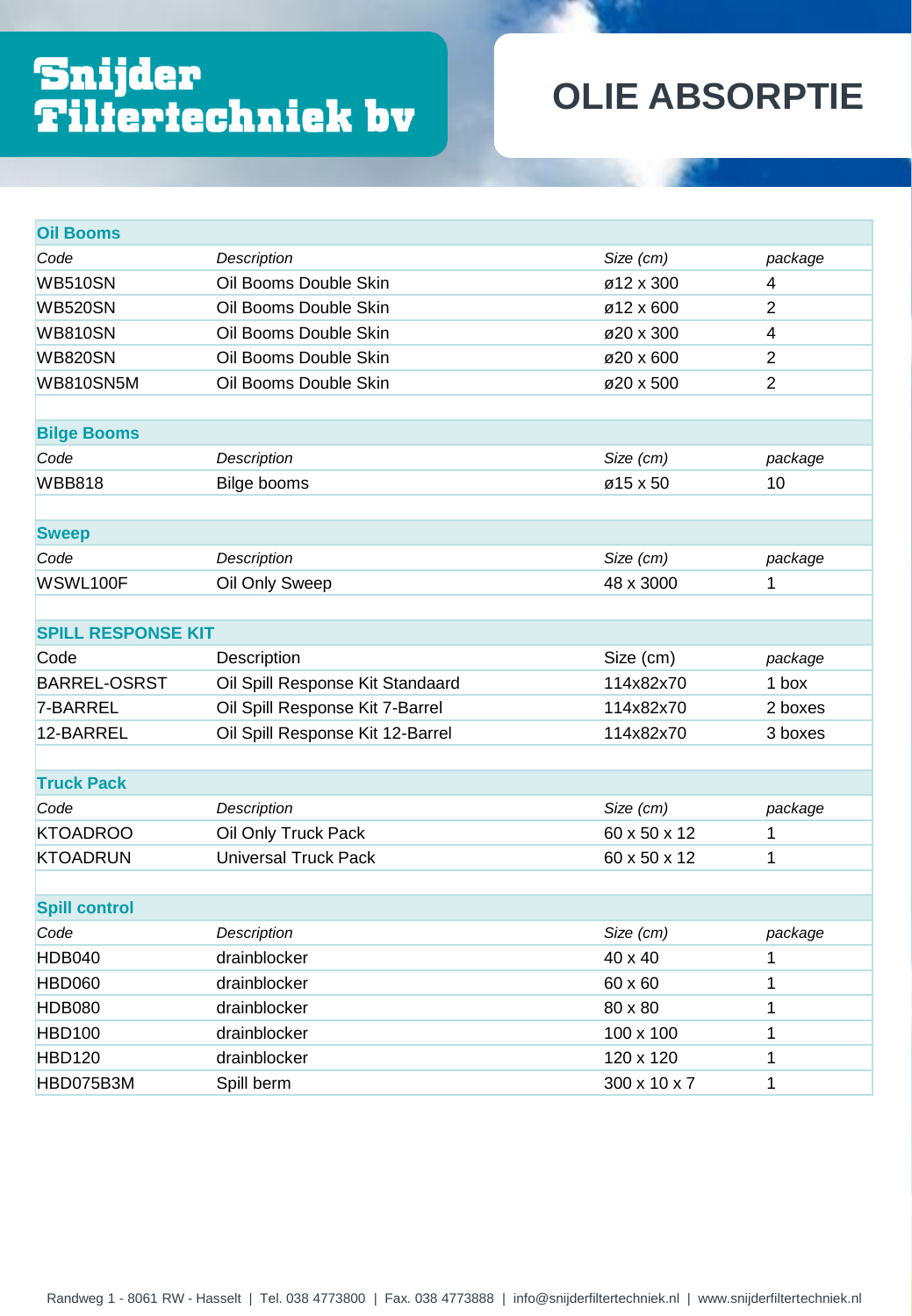**Snijder Filtertechniek bv**

# OLIE ABSORPTIE

| Oil Booms | | | |
|---|---|---|---|
| *Code* | *Description* | *Size (cm)* | *package* |
| WB510SN | Oil Booms Double Skin | ø12 x 300 | 4 |
| WB520SN | Oil Booms Double Skin | ø12 x 600 | 2 |
| WB810SN | Oil Booms Double Skin | ø20 x 300 | 4 |
| WB820SN | Oil Booms Double Skin | ø20 x 600 | 2 |
| WB810SN5M | Oil Booms Double Skin | ø20 x 500 | 2 |

| Bilge Booms | | | |
|---|---|---|---|
| *Code* | *Description* | *Size (cm)* | *package* |
| WBB818 | Bilge booms | ø15 x 50 | 10 |

| Sweep | | | |
|---|---|---|---|
| *Code* | *Description* | *Size (cm)* | *package* |
| WSWL100F | Oil Only Sweep | 48 x 3000 | 1 |

| SPILL RESPONSE KIT | | | |
|---|---|---|---|
| Code | Description | Size (cm) | *package* |
| BARREL-OSRST | Oil Spill Response Kit Standaard | 114x82x70 | 1 box |
| 7-BARREL | Oil Spill Response Kit 7-Barrel | 114x82x70 | 2 boxes |
| 12-BARREL | Oil Spill Response Kit 12-Barrel | 114x82x70 | 3 boxes |

| Truck Pack | | | |
|---|---|---|---|
| *Code* | *Description* | *Size (cm)* | *package* |
| KTOADROO | Oil Only Truck Pack | 60 x 50 x 12 | 1 |
| KTOADRUN | Universal Truck Pack | 60 x 50 x 12 | 1 |

| Spill control | | | |
|---|---|---|---|
| *Code* | *Description* | *Size (cm)* | *package* |
| HDB040 | drainblocker | 40 x 40 | 1 |
| HBD060 | drainblocker | 60 x 60 | 1 |
| HDB080 | drainblocker | 80 x 80 | 1 |
| HBD100 | drainblocker | 100 x 100 | 1 |
| HBD120 | drainblocker | 120 x 120 | 1 |
| HBD075B3M | Spill berm | 300 x 10 x 7 | 1 |

Randweg 1 - 8061 RW - Hasselt | Tel. 038 4773800 | Fax. 038 4773888 | info@snijderfiltertechniek.nl | www.snijderfiltertechniek.nl